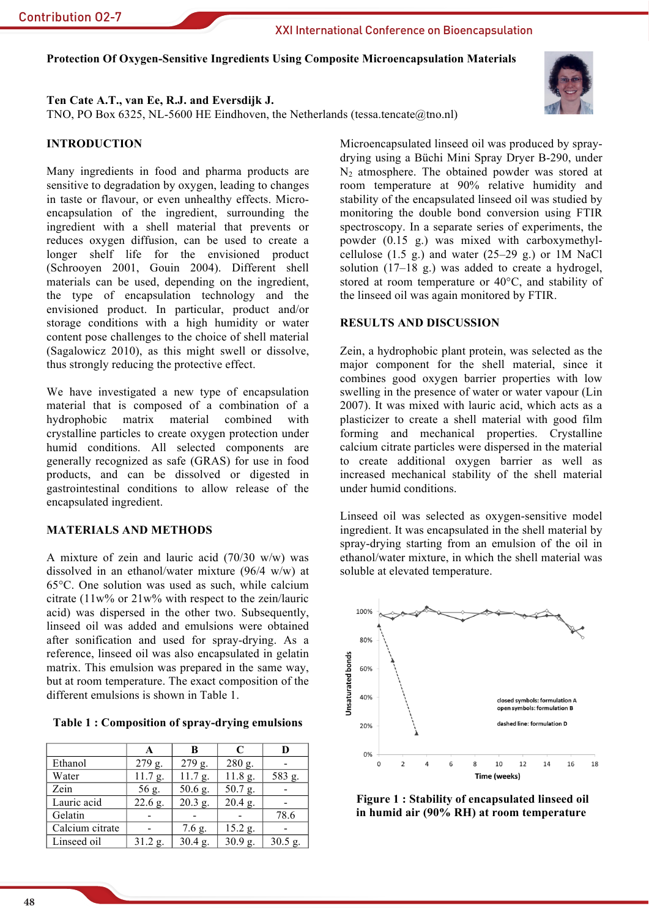# Protection Of Oxygen-Sensitive Ingredients Using Composite Microencapsulation Materials

**Ten Cate A.T., van Ee, R.J. and Eversdijk J.**
TNO, PO Box 6325, NL-5600 HE Eindhoven, the Netherlands (tessa.tencate@tno.nl)

## INTRODUCTION

Many ingredients in food and pharma products are sensitive to degradation by oxygen, leading to changes in taste or flavour, or even unhealthy effects. Micro-encapsulation of the ingredient, surrounding the ingredient with a shell material that prevents or reduces oxygen diffusion, can be used to create a longer shelf life for the envisioned product (Schrooyen 2001, Gouin 2004). Different shell materials can be used, depending on the ingredient, the type of encapsulation technology and the envisioned product. In particular, product and/or storage conditions with a high humidity or water content pose challenges to the choice of shell material (Sagalowicz 2010), as this might swell or dissolve, thus strongly reducing the protective effect.

We have investigated a new type of encapsulation material that is composed of a combination of a hydrophobic matrix material combined with crystalline particles to create oxygen protection under humid conditions. All selected components are generally recognized as safe (GRAS) for use in food products, and can be dissolved or digested in gastrointestinal conditions to allow release of the encapsulated ingredient.

## MATERIALS AND METHODS

A mixture of zein and lauric acid (70/30 w/w) was dissolved in an ethanol/water mixture (96/4 w/w) at 65°C. One solution was used as such, while calcium citrate (11w% or 21w% with respect to the zein/lauric acid) was dispersed in the other two. Subsequently, linseed oil was added and emulsions were obtained after sonification and used for spray-drying. As a reference, linseed oil was also encapsulated in gelatin matrix. This emulsion was prepared in the same way, but at room temperature. The exact composition of the different emulsions is shown in Table 1.

**Table 1 : Composition of spray-drying emulsions**

| | A | B | C | D |
|---|---|---|---|---|
| Ethanol | 279 g. | 279 g. | 280 g. | - |
| Water | 11.7 g. | 11.7 g. | 11.8 g. | 583 g. |
| Zein | 56 g. | 50.6 g. | 50.7 g. | - |
| Lauric acid | 22.6 g. | 20.3 g. | 20.4 g. | - |
| Gelatin | - | - | - | 78.6 |
| Calcium citrate | - | 7.6 g. | 15.2 g. | - |
| Linseed oil | 31.2 g. | 30.4 g. | 30.9 g. | 30.5 g. |

Microencapsulated linseed oil was produced by spray-drying using a Büchi Mini Spray Dryer B-290, under $N_2$ atmosphere. The obtained powder was stored at room temperature at 90% relative humidity and stability of the encapsulated linseed oil was studied by monitoring the double bond conversion using FTIR spectroscopy. In a separate series of experiments, the powder (0.15 g.) was mixed with carboxymethyl-cellulose (1.5 g.) and water (25–29 g.) or 1M NaCl solution (17–18 g.) was added to create a hydrogel, stored at room temperature or 40°C, and stability of the linseed oil was again monitored by FTIR.

## RESULTS AND DISCUSSION

Zein, a hydrophobic plant protein, was selected as the major component for the shell material, since it combines good oxygen barrier properties with low swelling in the presence of water or water vapour (Lin 2007). It was mixed with lauric acid, which acts as a plasticizer to create a shell material with good film forming and mechanical properties. Crystalline calcium citrate particles were dispersed in the material to create additional oxygen barrier as well as increased mechanical stability of the shell material under humid conditions.

Linseed oil was selected as oxygen-sensitive model ingredient. It was encapsulated in the shell material by spray-drying starting from an emulsion of the oil in ethanol/water mixture, in which the shell material was soluble at elevated temperature.

**Figure 1 : Stability of encapsulated linseed oil in humid air (90% RH) at room temperature**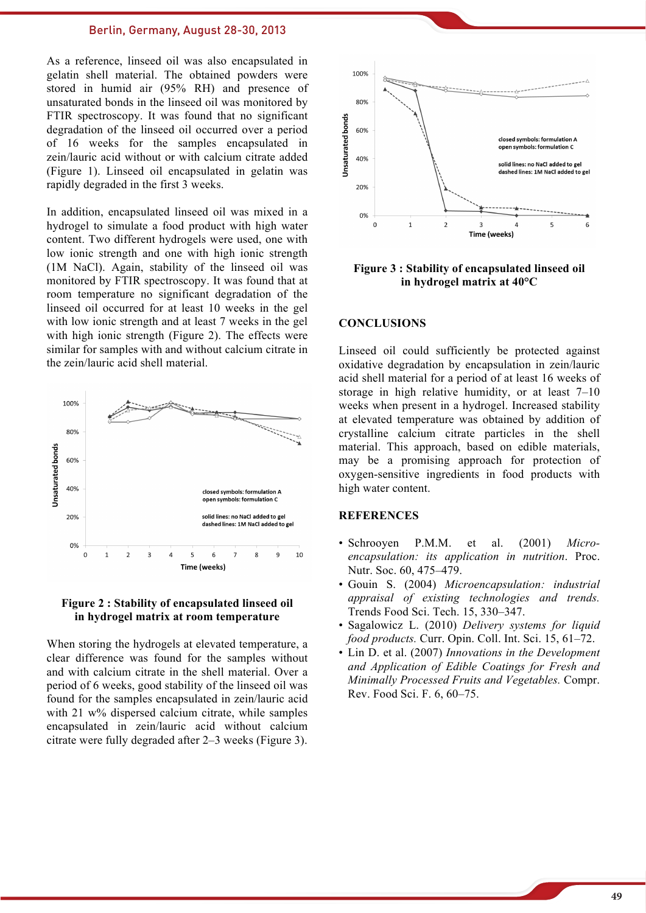As a reference, linseed oil was also encapsulated in gelatin shell material. The obtained powders were stored in humid air (95% RH) and presence of unsaturated bonds in the linseed oil was monitored by FTIR spectroscopy. It was found that no significant degradation of the linseed oil occurred over a period of 16 weeks for the samples encapsulated in zein/lauric acid without or with calcium citrate added (Figure 1). Linseed oil encapsulated in gelatin was rapidly degraded in the first 3 weeks.

In addition, encapsulated linseed oil was mixed in a hydrogel to simulate a food product with high water content. Two different hydrogels were used, one with low ionic strength and one with high ionic strength (1M NaCl). Again, stability of the linseed oil was monitored by FTIR spectroscopy. It was found that at room temperature no significant degradation of the linseed oil occurred for at least 10 weeks in the gel with low ionic strength and at least 7 weeks in the gel with high ionic strength (Figure 2). The effects were similar for samples with and without calcium citrate in the zein/lauric acid shell material.

100%
80%
60%
40%
20%
0%
Unsaturated bonds
0 1 2 3 4 5 6 7 8 9 10
Time (weeks)
closed symbols: formulation A
open symbols: formulation C
solid lines: no NaCl added to gel
dashed lines: 1M NaCl added to gel

**Figure 2 : Stability of encapsulated linseed oil in hydrogel matrix at room temperature**

When storing the hydrogels at elevated temperature, a clear difference was found for the samples without and with calcium citrate in the shell material. Over a period of 6 weeks, good stability of the linseed oil was found for the samples encapsulated in zein/lauric acid with 21 w% dispersed calcium citrate, while samples encapsulated in zein/lauric acid without calcium citrate were fully degraded after 2–3 weeks (Figure 3).

100%
80%
60%
40%
20%
0%
Unsaturated bonds
0 1 2 3 4 5 6
Time (weeks)
closed symbols: formulation A
open symbols: formulation C
solid lines: no NaCl added to gel
dashed lines: 1M NaCl added to gel

**Figure 3 : Stability of encapsulated linseed oil in hydrogel matrix at 40°C**

## CONCLUSIONS

Linseed oil could sufficiently be protected against oxidative degradation by encapsulation in zein/lauric acid shell material for a period of at least 16 weeks of storage in high relative humidity, or at least 7–10 weeks when present in a hydrogel. Increased stability at elevated temperature was obtained by addition of crystalline calcium citrate particles in the shell material. This approach, based on edible materials, may be a promising approach for protection of oxygen-sensitive ingredients in food products with high water content.

## REFERENCES

- Schrooyen P.M.M. et al. (2001) *Micro-encapsulation: its application in nutrition*. Proc. Nutr. Soc. 60, 475–479.
- Gouin S. (2004) *Microencapsulation: industrial appraisal of existing technologies and trends.* Trends Food Sci. Tech. 15, 330–347.
- Sagalowicz L. (2010) *Delivery systems for liquid food products.* Curr. Opin. Coll. Int. Sci. 15, 61–72.
- Lin D. et al. (2007) *Innovations in the Development and Application of Edible Coatings for Fresh and Minimally Processed Fruits and Vegetables.* Compr. Rev. Food Sci. F. 6, 60–75.